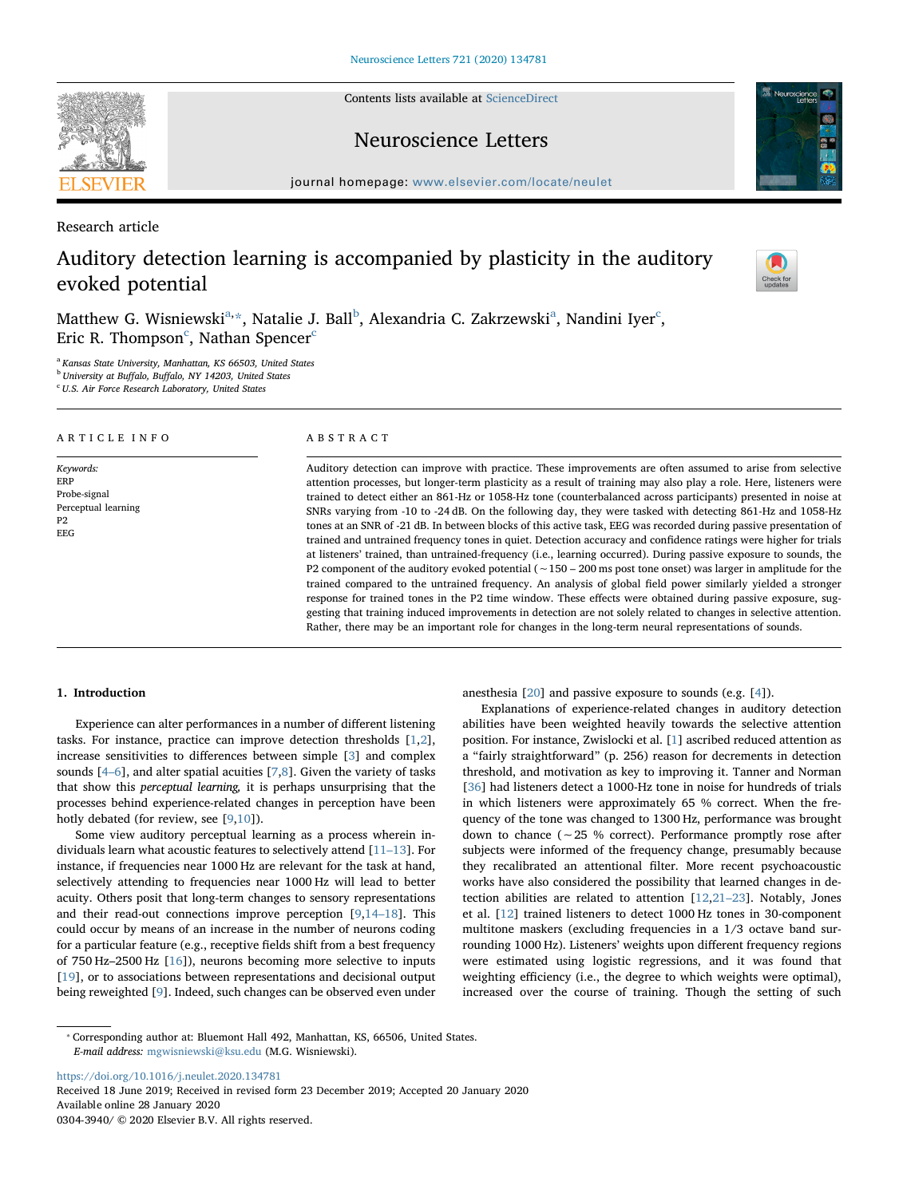Research article

# Auditory detection learning is accompanied by plasticity in the auditory evoked potential

Matthew G. Wisniewski[a,*], Natalie J. Ball[b], Alexandria C. Zakrzewski[a], Nandini Iyer[c], Eric R. Thompson[c], Nathan Spencer[c]

[a] Kansas State University, Manhattan, KS 66503, United States
[b] University at Buffalo, Buffalo, NY 14203, United States
[c] U.S. Air Force Research Laboratory, United States

## ARTICLE INFO

*Keywords:*
ERP
Probe-signal
Perceptual learning
P2
EEG

## ABSTRACT

Auditory detection can improve with practice. These improvements are often assumed to arise from selective attention processes, but longer-term plasticity as a result of training may also play a role. Here, listeners were trained to detect either an 861-Hz or 1058-Hz tone (counterbalanced across participants) presented in noise at SNRs varying from -10 to -24 dB. On the following day, they were tasked with detecting 861-Hz and 1058-Hz tones at an SNR of -21 dB. In between blocks of this active task, EEG was recorded during passive presentation of trained and untrained frequency tones in quiet. Detection accuracy and confidence ratings were higher for trials at listeners' trained, than untrained-frequency (i.e., learning occurred). During passive exposure to sounds, the P2 component of the auditory evoked potential (~150 – 200 ms post tone onset) was larger in amplitude for the trained compared to the untrained frequency. An analysis of global field power similarly yielded a stronger response for trained tones in the P2 time window. These effects were obtained during passive exposure, suggesting that training induced improvements in detection are not solely related to changes in selective attention. Rather, there may be an important role for changes in the long-term neural representations of sounds.

## 1. Introduction

Experience can alter performances in a number of different listening tasks. For instance, practice can improve detection thresholds [1,2], increase sensitivities to differences between simple [3] and complex sounds [4–6], and alter spatial acuities [7,8]. Given the variety of tasks that show this *perceptual learning*, it is perhaps unsurprising that the processes behind experience-related changes in perception have been hotly debated (for review, see [9,10]).

Some view auditory perceptual learning as a process wherein individuals learn what acoustic features to selectively attend [11–13]. For instance, if frequencies near 1000 Hz are relevant for the task at hand, selectively attending to frequencies near 1000 Hz will lead to better acuity. Others posit that long-term changes to sensory representations and their read-out connections improve perception [9,14–18]. This could occur by means of an increase in the number of neurons coding for a particular feature (e.g., receptive fields shift from a best frequency of 750 Hz–2500 Hz [16]), neurons becoming more selective to inputs [19], or to associations between representations and decisional output being reweighted [9]. Indeed, such changes can be observed even under anesthesia [20] and passive exposure to sounds (e.g. [4]).

Explanations of experience-related changes in auditory detection abilities have been weighted heavily towards the selective attention position. For instance, Zwislocki et al. [1] ascribed reduced attention as a "fairly straightforward" (p. 256) reason for decrements in detection threshold, and motivation as key to improving it. Tanner and Norman [36] had listeners detect a 1000-Hz tone in noise for hundreds of trials in which listeners were approximately 65 % correct. When the frequency of the tone was changed to 1300 Hz, performance was brought down to chance (~25 % correct). Performance promptly rose after subjects were informed of the frequency change, presumably because they recalibrated an attentional filter. More recent psychoacoustic works have also considered the possibility that learned changes in detection abilities are related to attention [12,21–23]. Notably, Jones et al. [12] trained listeners to detect 1000 Hz tones in 30-component multitone maskers (excluding frequencies in a 1/3 octave band surrounding 1000 Hz). Listeners' weights upon different frequency regions were estimated using logistic regressions, and it was found that weighting efficiency (i.e., the degree to which weights were optimal), increased over the course of training. Though the setting of such

* Corresponding author at: Bluemont Hall 492, Manhattan, KS, 66506, United States.
*E-mail address:* mgwisniewski@ksu.edu (M.G. Wisniewski).

https://doi.org/10.1016/j.neulet.2020.134781
Received 18 June 2019; Received in revised form 23 December 2019; Accepted 20 January 2020
Available online 28 January 2020
0304-3940/ © 2020 Elsevier B.V. All rights reserved.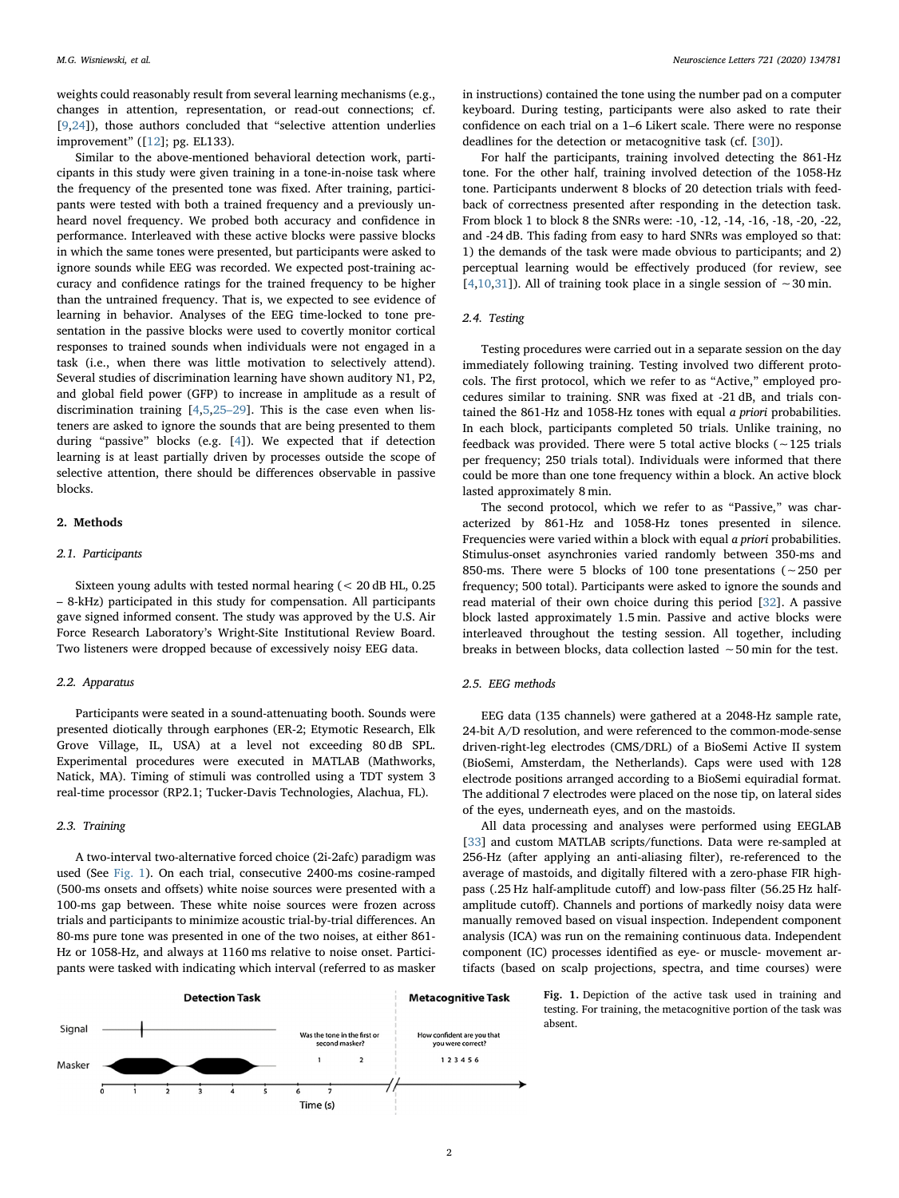weights could reasonably result from several learning mechanisms (e.g., changes in attention, representation, or read-out connections; cf. [9,24]), those authors concluded that “selective attention underlies improvement” ([12]; pg. EL133).

Similar to the above-mentioned behavioral detection work, participants in this study were given training in a tone-in-noise task where the frequency of the presented tone was fixed. After training, participants were tested with both a trained frequency and a previously unheard novel frequency. We probed both accuracy and confidence in performance. Interleaved with these active blocks were passive blocks in which the same tones were presented, but participants were asked to ignore sounds while EEG was recorded. We expected post-training accuracy and confidence ratings for the trained frequency to be higher than the untrained frequency. That is, we expected to see evidence of learning in behavior. Analyses of the EEG time-locked to tone presentation in the passive blocks were used to covertly monitor cortical responses to trained sounds when individuals were not engaged in a task (i.e., when there was little motivation to selectively attend). Several studies of discrimination learning have shown auditory N1, P2, and global field power (GFP) to increase in amplitude as a result of discrimination training [4,5,25–29]. This is the case even when listeners are asked to ignore the sounds that are being presented to them during “passive” blocks (e.g. [4]). We expected that if detection learning is at least partially driven by processes outside the scope of selective attention, there should be differences observable in passive blocks.

## 2. Methods

### 2.1. Participants

Sixteen young adults with tested normal hearing (< 20 dB HL, 0.25 – 8-kHz) participated in this study for compensation. All participants gave signed informed consent. The study was approved by the U.S. Air Force Research Laboratory’s Wright-Site Institutional Review Board. Two listeners were dropped because of excessively noisy EEG data.

### 2.2. Apparatus

Participants were seated in a sound-attenuating booth. Sounds were presented diotically through earphones (ER-2; Etymotic Research, Elk Grove Village, IL, USA) at a level not exceeding 80 dB SPL. Experimental procedures were executed in MATLAB (Mathworks, Natick, MA). Timing of stimuli was controlled using a TDT system 3 real-time processor (RP2.1; Tucker-Davis Technologies, Alachua, FL).

### 2.3. Training

A two-interval two-alternative forced choice (2i-2afc) paradigm was used (See Fig. 1). On each trial, consecutive 2400-ms cosine-ramped (500-ms onsets and offsets) white noise sources were presented with a 100-ms gap between. These white noise sources were frozen across trials and participants to minimize acoustic trial-by-trial differences. An 80-ms pure tone was presented in one of the two noises, at either 861-Hz or 1058-Hz, and always at 1160 ms relative to noise onset. Participants were tasked with indicating which interval (referred to as masker in instructions) contained the tone using the number pad on a computer keyboard. During testing, participants were also asked to rate their confidence on each trial on a 1–6 Likert scale. There were no response deadlines for the detection or metacognitive task (cf. [30]).

For half the participants, training involved detecting the 861-Hz tone. For the other half, training involved detection of the 1058-Hz tone. Participants underwent 8 blocks of 20 detection trials with feedback of correctness presented after responding in the detection task. From block 1 to block 8 the SNRs were: -10, -12, -14, -16, -18, -20, -22, and -24 dB. This fading from easy to hard SNRs was employed so that: 1) the demands of the task were made obvious to participants; and 2) perceptual learning would be effectively produced (for review, see [4,10,31]). All of training took place in a single session of ~30 min.

### 2.4. Testing

Testing procedures were carried out in a separate session on the day immediately following training. Testing involved two different protocols. The first protocol, which we refer to as “Active,” employed procedures similar to training. SNR was fixed at -21 dB, and trials contained the 861-Hz and 1058-Hz tones with equal *a priori* probabilities. In each block, participants completed 50 trials. Unlike training, no feedback was provided. There were 5 total active blocks (~125 trials per frequency; 250 trials total). Individuals were informed that there could be more than one tone frequency within a block. An active block lasted approximately 8 min.

The second protocol, which we refer to as “Passive,” was characterized by 861-Hz and 1058-Hz tones presented in silence. Frequencies were varied within a block with equal *a priori* probabilities. Stimulus-onset asynchronies varied randomly between 350-ms and 850-ms. There were 5 blocks of 100 tone presentations (~250 per frequency; 500 total). Participants were asked to ignore the sounds and read material of their own choice during this period [32]. A passive block lasted approximately 1.5 min. Passive and active blocks were interleaved throughout the testing session. All together, including breaks in between blocks, data collection lasted ~50 min for the test.

### 2.5. EEG methods

EEG data (135 channels) were gathered at a 2048-Hz sample rate, 24-bit A/D resolution, and were referenced to the common-mode-sense driven-right-leg electrodes (CMS/DRL) of a BioSemi Active II system (BioSemi, Amsterdam, the Netherlands). Caps were used with 128 electrode positions arranged according to a BioSemi equiradial format. The additional 7 electrodes were placed on the nose tip, on lateral sides of the eyes, underneath eyes, and on the mastoids.

All data processing and analyses were performed using EEGLAB [33] and custom MATLAB scripts/functions. Data were re-sampled at 256-Hz (after applying an anti-aliasing filter), re-referenced to the average of mastoids, and digitally filtered with a zero-phase FIR high-pass (.25 Hz half-amplitude cutoff) and low-pass filter (56.25 Hz half-amplitude cutoff). Channels and portions of markedly noisy data were manually removed based on visual inspection. Independent component analysis (ICA) was run on the remaining continuous data. Independent component (IC) processes identified as eye- or muscle- movement artifacts (based on scalp projections, spectra, and time courses) were

**Fig. 1.** Depiction of the active task used in training and testing. For training, the metacognitive portion of the task was absent.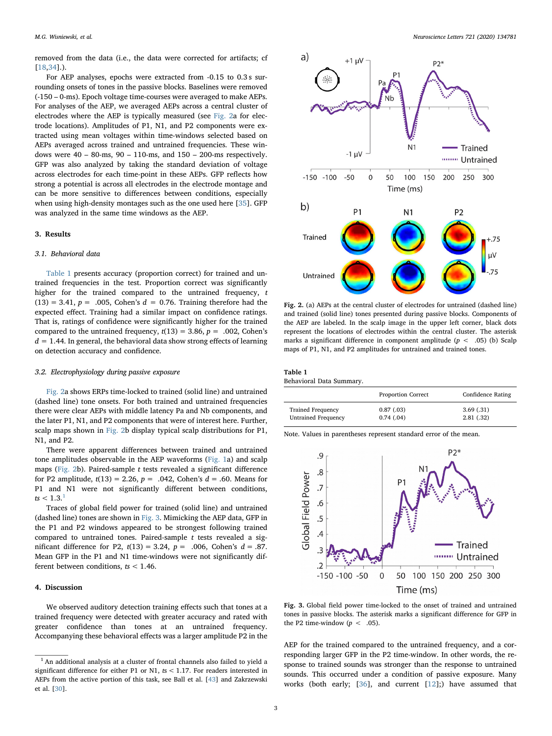removed from the data (i.e., the data were corrected for artifacts; cf [18,34].).

For AEP analyses, epochs were extracted from -0.15 to 0.3 s surrounding onsets of tones in the passive blocks. Baselines were removed (-150 – 0-ms). Epoch voltage time-courses were averaged to make AEPs. For analyses of the AEP, we averaged AEPs across a central cluster of electrodes where the AEP is typically measured (see Fig. 2a for electrode locations). Amplitudes of P1, N1, and P2 components were extracted using mean voltages within time-windows selected based on AEPs averaged across trained and untrained frequencies. These windows were 40 – 80-ms, 90 – 110-ms, and 150 – 200-ms respectively. GFP was also analyzed by taking the standard deviation of voltage across electrodes for each time-point in these AEPs. GFP reflects how strong a potential is across all electrodes in the electrode montage and can be more sensitive to differences between conditions, especially when using high-density montages such as the one used here [35]. GFP was analyzed in the same time windows as the AEP.

## 3. Results

### 3.1. Behavioral data

Table 1 presents accuracy (proportion correct) for trained and untrained frequencies in the test. Proportion correct was significantly higher for the trained compared to the untrained frequency, $t(13) = 3.41$, $p = .005$, Cohen's $d = 0.76$. Training therefore had the expected effect. Training had a similar impact on confidence ratings. That is, ratings of confidence were significantly higher for the trained compared to the untrained frequency, $t(13) = 3.86$, $p = .002$, Cohen's $d = 1.44$. In general, the behavioral data show strong effects of learning on detection accuracy and confidence.

### 3.2. Electrophysiology during passive exposure

Fig. 2a shows ERPs time-locked to trained (solid line) and untrained (dashed line) tone onsets. For both trained and untrained frequencies there were clear AEPs with middle latency Pa and Nb components, and the later P1, N1, and P2 components that were of interest here. Further, scalp maps shown in Fig. 2b display typical scalp distributions for P1, N1, and P2.

There were apparent differences between trained and untrained tone amplitudes observable in the AEP waveforms (Fig. 1a) and scalp maps (Fig. 2b). Paired-sample $t$ tests revealed a significant difference for P2 amplitude, $t(13) = 2.26$, $p = .042$, Cohen's $d = .60$. Means for P1 and N1 were not significantly different between conditions, $ts < 1.3$.[1]

Traces of global field power for trained (solid line) and untrained (dashed line) tones are shown in Fig. 3. Mimicking the AEP data, GFP in the P1 and P2 windows appeared to be strongest following trained compared to untrained tones. Paired-sample $t$ tests revealed a significant difference for P2, $t(13) = 3.24$, $p = .006$, Cohen's $d = .87$. Mean GFP in the P1 and N1 time-windows were not significantly different between conditions, $ts < 1.46$.

## 4. Discussion

We observed auditory detection training effects such that tones at a trained frequency were detected with greater accuracy and rated with greater confidence than tones at an untrained frequency. Accompanying these behavioral effects was a larger amplitude P2 in the AEP for the trained compared to the untrained frequency, and a corresponding larger GFP in the P2 time-window. In other words, the response to trained sounds was stronger than the response to untrained sounds. This occurred under a condition of passive exposure. Many works (both early; [36], and current [12];) have assumed that

**Fig. 2.** (a) AEPs at the central cluster of electrodes for untrained (dashed line) and trained (solid line) tones presented during passive blocks. Components of the AEP are labeled. In the scalp image in the upper left corner, black dots represent the locations of electrodes within the central cluster. The asterisk marks a significant difference in component amplitude ($p < .05$) (b) Scalp maps of P1, N1, and P2 amplitudes for untrained and trained tones.

**Table 1**
Behavioral Data Summary.

| | Proportion Correct | Confidence Rating |
|---|---|---|
| Trained Frequency | 0.87 (.03) | 3.69 (.31) |
| Untrained Frequency | 0.74 (.04) | 2.81 (.32) |

Note. Values in parentheses represent standard error of the mean.

**Fig. 3.** Global field power time-locked to the onset of trained and untrained tones in passive blocks. The asterisk marks a significant difference for GFP in the P2 time-window ($p < .05$).

[1] An additional analysis at a cluster of frontal channels also failed to yield a significant difference for either P1 or N1, $ts < 1.17$. For readers interested in AEPs from the active portion of this task, see Ball et al. [43] and Zakrzewski et al. [30].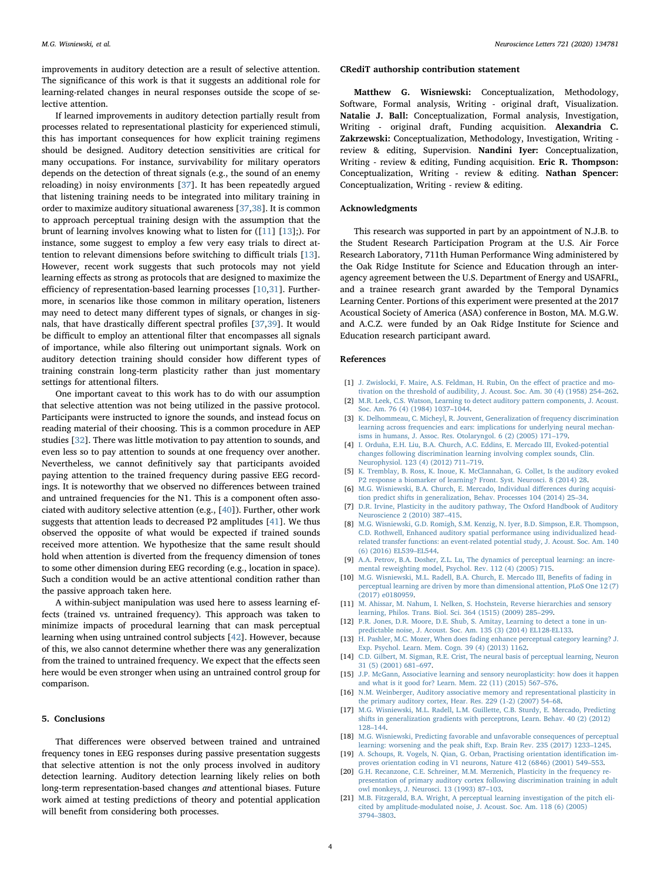improvements in auditory detection are a result of selective attention. The significance of this work is that it suggests an additional role for learning-related changes in neural responses outside the scope of selective attention.

If learned improvements in auditory detection partially result from processes related to representational plasticity for experienced stimuli, this has important consequences for how explicit training regimens should be designed. Auditory detection sensitivities are critical for many occupations. For instance, survivability for military operators depends on the detection of threat signals (e.g., the sound of an enemy reloading) in noisy environments [37]. It has been repeatedly argued that listening training needs to be integrated into military training in order to maximize auditory situational awareness [37,38]. It is common to approach perceptual training design with the assumption that the brunt of learning involves knowing what to listen for ([11] [13];). For instance, some suggest to employ a few very easy trials to direct attention to relevant dimensions before switching to difficult trials [13]. However, recent work suggests that such protocols may not yield learning effects as strong as protocols that are designed to maximize the efficiency of representation-based learning processes [10,31]. Furthermore, in scenarios like those common in military operation, listeners may need to detect many different types of signals, or changes in signals, that have drastically different spectral profiles [37,39]. It would be difficult to employ an attentional filter that encompasses all signals of importance, while also filtering out unimportant signals. Work on auditory detection training should consider how different types of training constrain long-term plasticity rather than just momentary settings for attentional filters.

One important caveat to this work has to do with our assumption that selective attention was not being utilized in the passive protocol. Participants were instructed to ignore the sounds, and instead focus on reading material of their choosing. This is a common procedure in AEP studies [32]. There was little motivation to pay attention to sounds, and even less so to pay attention to sounds at one frequency over another. Nevertheless, we cannot definitively say that participants avoided paying attention to the trained frequency during passive EEG recordings. It is noteworthy that we observed no differences between trained and untrained frequencies for the N1. This is a component often associated with auditory selective attention (e.g., [40]). Further, other work suggests that attention leads to decreased P2 amplitudes [41]. We thus observed the opposite of what would be expected if trained sounds received more attention. We hypothesize that the same result should hold when attention is diverted from the frequency dimension of tones to some other dimension during EEG recording (e.g., location in space). Such a condition would be an active attentional condition rather than the passive approach taken here.

A within-subject manipulation was used here to assess learning effects (trained vs. untrained frequency). This approach was taken to minimize impacts of procedural learning that can mask perceptual learning when using untrained control subjects [42]. However, because of this, we also cannot determine whether there was any generalization from the trained to untrained frequency. We expect that the effects seen here would be even stronger when using an untrained control group for comparison.

## 5. Conclusions

That differences were observed between trained and untrained frequency tones in EEG responses during passive presentation suggests that selective attention is not the only process involved in auditory detection learning. Auditory detection learning likely relies on both long-term representation-based changes *and* attentional biases. Future work aimed at testing predictions of theory and potential application will benefit from considering both processes.

## CRediT authorship contribution statement

**Matthew G. Wisniewski:** Conceptualization, Methodology, Software, Formal analysis, Writing - original draft, Visualization. **Natalie J. Ball:** Conceptualization, Formal analysis, Investigation, Writing - original draft, Funding acquisition. **Alexandria C. Zakrzewski:** Conceptualization, Methodology, Investigation, Writing - review & editing, Supervision. **Nandini Iyer:** Conceptualization, Writing - review & editing, Funding acquisition. **Eric R. Thompson:** Conceptualization, Writing - review & editing. **Nathan Spencer:** Conceptualization, Writing - review & editing.

## Acknowledgments

This research was supported in part by an appointment of N.J.B. to the Student Research Participation Program at the U.S. Air Force Research Laboratory, 711th Human Performance Wing administered by the Oak Ridge Institute for Science and Education through an interagency agreement between the U.S. Department of Energy and USAFRL, and a trainee research grant awarded by the Temporal Dynamics Learning Center. Portions of this experiment were presented at the 2017 Acoustical Society of America (ASA) conference in Boston, MA. M.G.W. and A.C.Z. were funded by an Oak Ridge Institute for Science and Education research participant award.

## References

[1] J. Zwislocki, F. Maire, A.S. Feldman, H. Rubin, On the effect of practice and motivation on the threshold of audibility, J. Acoust. Soc. Am. 30 (4) (1958) 254–262.
[2] M.R. Leek, C.S. Watson, Learning to detect auditory pattern components, J. Acoust. Soc. Am. 76 (4) (1984) 1037–1044.
[3] K. Delhommeau, C. Micheyl, R. Jouvent, Generalization of frequency discrimination learning across frequencies and ears: implications for underlying neural mechanisms in humans, J. Assoc. Res. Otolaryngol. 6 (2) (2005) 171–179.
[4] I. Orduña, E.H. Liu, B.A. Church, A.C. Eddins, E. Mercado III, Evoked-potential changes following discrimination learning involving complex sounds, Clin. Neurophysiol. 123 (4) (2012) 711–719.
[5] K. Tremblay, B. Ross, K. Inoue, K. McClannahan, G. Collet, Is the auditory evoked P2 response a biomarker of learning? Front. Syst. Neurosci. 8 (2014) 28.
[6] M.G. Wisniewski, B.A. Church, E. Mercado, Individual differences during acquisition predict shifts in generalization, Behav. Processes 104 (2014) 25–34.
[7] D.R. Irvine, Plasticity in the auditory pathway, The Oxford Handbook of Auditory Neuroscience 2 (2010) 387–415.
[8] M.G. Wisniewski, G.D. Romigh, S.M. Kenzig, N. Iyer, B.D. Simpson, E.R. Thompson, C.D. Rothwell, Enhanced auditory spatial performance using individualized head-related transfer functions: an event-related potential study, J. Acoust. Soc. Am. 140 (6) (2016) EL539–EL544.
[9] A.A. Petrov, B.A. Dosher, Z.L. Lu, The dynamics of perceptual learning: an incremental reweighting model, Psychol. Rev. 112 (4) (2005) 715.
[10] M.G. Wisniewski, M.L. Radell, B.A. Church, E. Mercado III, Benefits of fading in perceptual learning are driven by more than dimensional attention, PLoS One 12 (7) (2017) e0180959.
[11] M. Ahissar, M. Nahum, I. Nelken, S. Hochstein, Reverse hierarchies and sensory learning, Philos. Trans. Biol. Sci. 364 (1515) (2009) 285–299.
[12] P.R. Jones, D.R. Moore, D.E. Shub, S. Amitay, Learning to detect a tone in unpredictable noise, J. Acoust. Soc. Am. 135 (3) (2014) EL128-EL133.
[13] H. Pashler, M.C. Mozer, When does fading enhance perceptual category learning? J. Exp. Psychol. Learn. Mem. Cogn. 39 (4) (2013) 1162.
[14] C.D. Gilbert, M. Sigman, R.E. Crist, The neural basis of perceptual learning, Neuron 31 (5) (2001) 681–697.
[15] J.P. McGann, Associative learning and sensory neuroplasticity: how does it happen and what is it good for? Learn. Mem. 22 (11) (2015) 567–576.
[16] N.M. Weinberger, Auditory associative memory and representational plasticity in the primary auditory cortex, Hear. Res. 229 (1-2) (2007) 54–68.
[17] M.G. Wisniewski, M.L. Radell, L.M. Guillette, C.B. Sturdy, E. Mercado, Predicting shifts in generalization gradients with perceptrons, Learn. Behav. 40 (2) (2012) 128–144.
[18] M.G. Wisniewski, Predicting favorable and unfavorable consequences of perceptual learning: worsening and the peak shift, Exp. Brain Rev. 235 (2017) 1233–1245.
[19] A. Schoups, R. Vogels, N. Qian, G. Orban, Practising orientation identification improves orientation coding in V1 neurons, Nature 412 (6846) (2001) 549–553.
[20] G.H. Recanzone, C.E. Schreiner, M.M. Merzenich, Plasticity in the frequency representation of primary auditory cortex following discrimination training in adult owl monkeys, J. Neurosci. 13 (1993) 87–103.
[21] M.B. Fitzgerald, B.A. Wright, A perceptual learning investigation of the pitch elicited by amplitude-modulated noise, J. Acoust. Soc. Am. 118 (6) (2005) 3794–3803.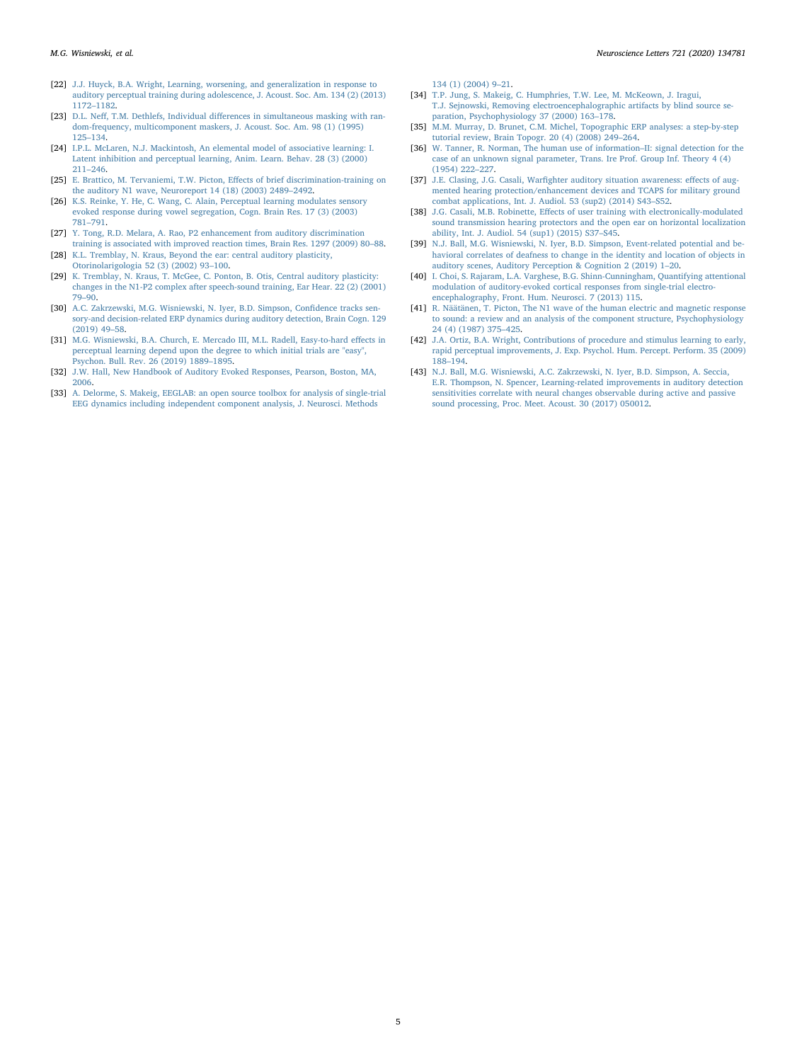[22] J.J. Huyck, B.A. Wright, Learning, worsening, and generalization in response to auditory perceptual training during adolescence, J. Acoust. Soc. Am. 134 (2) (2013) 1172–1182.

[23] D.L. Neff, T.M. Dethlefs, Individual differences in simultaneous masking with random-frequency, multicomponent maskers, J. Acoust. Soc. Am. 98 (1) (1995) 125–134.

[24] I.P.L. McLaren, N.J. Mackintosh, An elemental model of associative learning: I. Latent inhibition and perceptual learning, Anim. Learn. Behav. 28 (3) (2000) 211–246.

[25] E. Brattico, M. Tervaniemi, T.W. Picton, Effects of brief discrimination-training on the auditory N1 wave, Neuroreport 14 (18) (2003) 2489–2492.

[26] K.S. Reinke, Y. He, C. Wang, C. Alain, Perceptual learning modulates sensory evoked response during vowel segregation, Cogn. Brain Res. 17 (3) (2003) 781–791.

[27] Y. Tong, R.D. Melara, A. Rao, P2 enhancement from auditory discrimination training is associated with improved reaction times, Brain Res. 1297 (2009) 80–88.

[28] K.L. Tremblay, N. Kraus, Beyond the ear: central auditory plasticity, Otorinolarigologia 52 (3) (2002) 93–100.

[29] K. Tremblay, N. Kraus, T. McGee, C. Ponton, B. Otis, Central auditory plasticity: changes in the N1-P2 complex after speech-sound training, Ear Hear. 22 (2) (2001) 79–90.

[30] A.C. Zakrzewski, M.G. Wisniewski, N. Iyer, B.D. Simpson, Confidence tracks sensory-and decision-related ERP dynamics during auditory detection, Brain Cogn. 129 (2019) 49–58.

[31] M.G. Wisniewski, B.A. Church, E. Mercado III, M.L. Radell, Easy-to-hard effects in perceptual learning depend upon the degree to which initial trials are "easy", Psychon. Bull. Rev. 26 (2019) 1889–1895.

[32] J.W. Hall, New Handbook of Auditory Evoked Responses, Pearson, Boston, MA, 2006.

[33] A. Delorme, S. Makeig, EEGLAB: an open source toolbox for analysis of single-trial EEG dynamics including independent component analysis, J. Neurosci. Methods 134 (1) (2004) 9–21.

[34] T.P. Jung, S. Makeig, C. Humphries, T.W. Lee, M. McKeown, J. Iragui, T.J. Sejnowski, Removing electroencephalographic artifacts by blind source separation, Psychophysiology 37 (2000) 163–178.

[35] M.M. Murray, D. Brunet, C.M. Michel, Topographic ERP analyses: a step-by-step tutorial review, Brain Topogr. 20 (4) (2008) 249–264.

[36] W. Tanner, R. Norman, The human use of information–II: signal detection for the case of an unknown signal parameter, Trans. Ire Prof. Group Inf. Theory 4 (4) (1954) 222–227.

[37] J.E. Clasing, J.G. Casali, Warfighter auditory situation awareness: effects of augmented hearing protection/enhancement devices and TCAPS for military ground combat applications, Int. J. Audiol. 53 (sup2) (2014) S43–S52.

[38] J.G. Casali, M.B. Robinette, Effects of user training with electronically-modulated sound transmission hearing protectors and the open ear on horizontal localization ability, Int. J. Audiol. 54 (sup1) (2015) S37–S45.

[39] N.J. Ball, M.G. Wisniewski, N. Iyer, B.D. Simpson, Event-related potential and behavioral correlates of deafness to change in the identity and location of objects in auditory scenes, Auditory Perception & Cognition 2 (2019) 1–20.

[40] I. Choi, S. Rajaram, L.A. Varghese, B.G. Shinn-Cunningham, Quantifying attentional modulation of auditory-evoked cortical responses from single-trial electroencephalography, Front. Hum. Neurosci. 7 (2013) 115.

[41] R. Näätänen, T. Picton, The N1 wave of the human electric and magnetic response to sound: a review and an analysis of the component structure, Psychophysiology 24 (4) (1987) 375–425.

[42] J.A. Ortiz, B.A. Wright, Contributions of procedure and stimulus learning to early, rapid perceptual improvements, J. Exp. Psychol. Hum. Percept. Perform. 35 (2009) 188–194.

[43] N.J. Ball, M.G. Wisniewski, A.C. Zakrzewski, N. Iyer, B.D. Simpson, A. Seccia, E.R. Thompson, N. Spencer, Learning-related improvements in auditory detection sensitivities correlate with neural changes observable during active and passive sound processing, Proc. Meet. Acoust. 30 (2017) 050012.